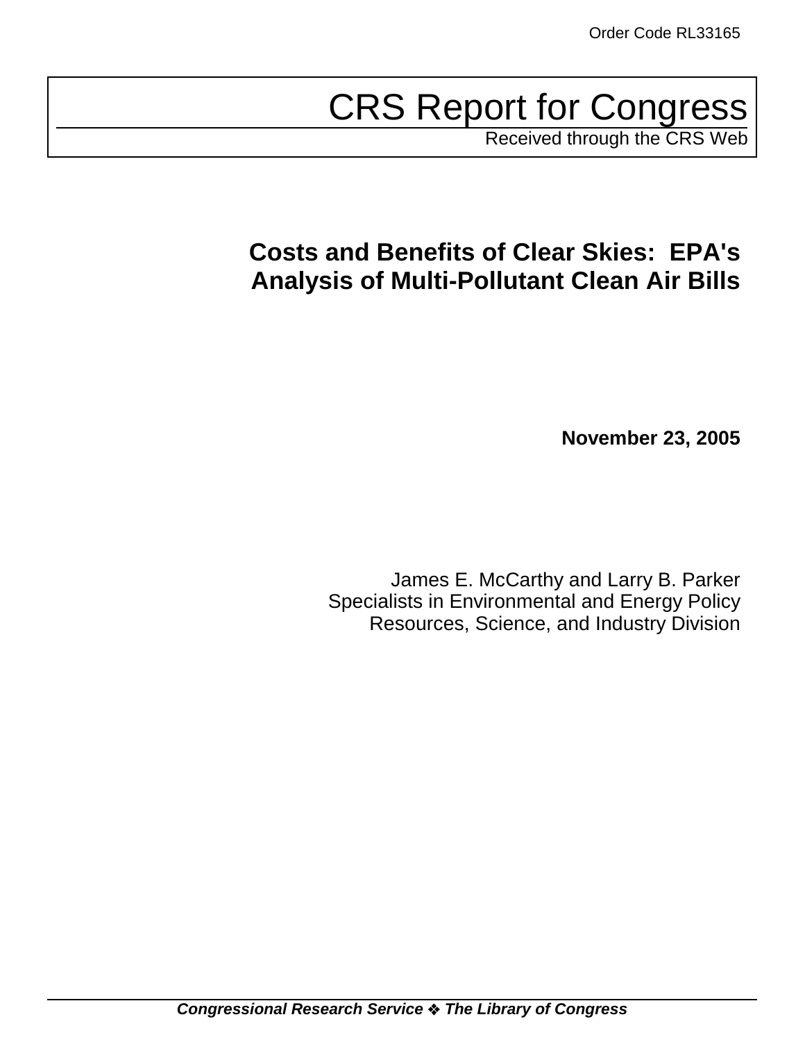Order Code RL33165

# CRS Report for Congress

Received through the CRS Web

## Costs and Benefits of Clear Skies: EPA's Analysis of Multi-Pollutant Clean Air Bills

**November 23, 2005**

James E. McCarthy and Larry B. Parker
Specialists in Environmental and Energy Policy
Resources, Science, and Industry Division

***Congressional Research Service ❖ The Library of Congress***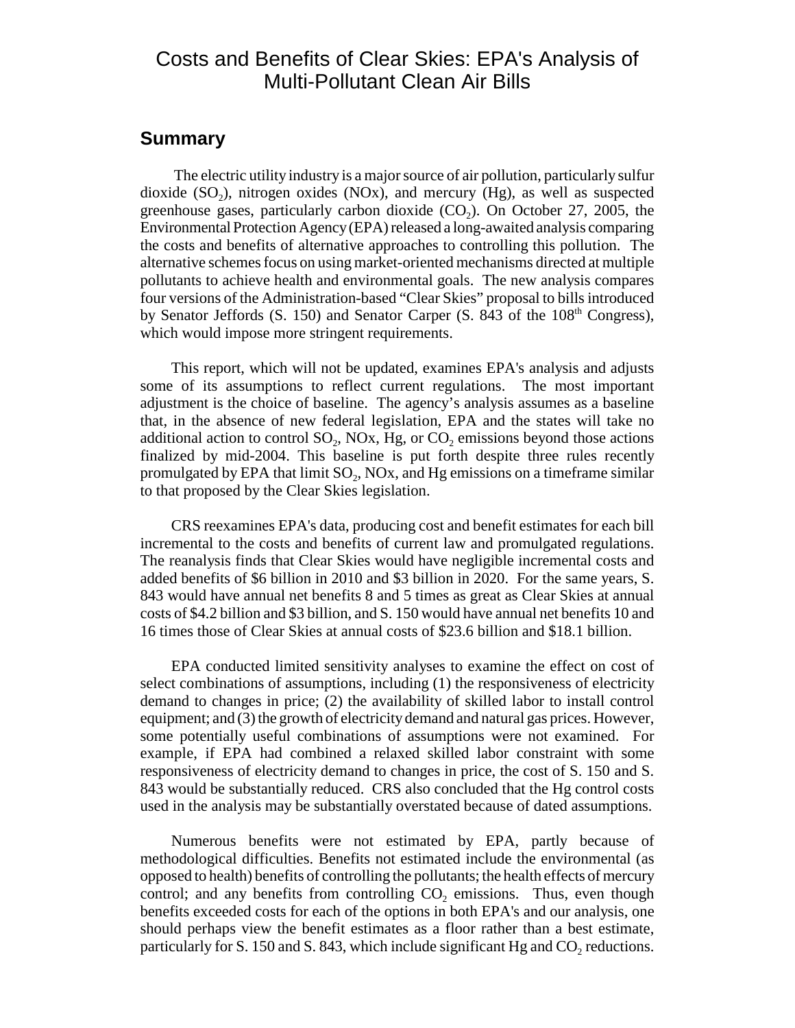# Costs and Benefits of Clear Skies: EPA's Analysis of Multi-Pollutant Clean Air Bills

## Summary

The electric utility industry is a major source of air pollution, particularly sulfur dioxide ($SO_2$), nitrogen oxides (NOx), and mercury (Hg), as well as suspected greenhouse gases, particularly carbon dioxide ($CO_2$). On October 27, 2005, the Environmental Protection Agency (EPA) released a long-awaited analysis comparing the costs and benefits of alternative approaches to controlling this pollution. The alternative schemes focus on using market-oriented mechanisms directed at multiple pollutants to achieve health and environmental goals. The new analysis compares four versions of the Administration-based "Clear Skies" proposal to bills introduced by Senator Jeffords (S. 150) and Senator Carper (S. 843 of the 108th Congress), which would impose more stringent requirements.

This report, which will not be updated, examines EPA's analysis and adjusts some of its assumptions to reflect current regulations. The most important adjustment is the choice of baseline. The agency's analysis assumes as a baseline that, in the absence of new federal legislation, EPA and the states will take no additional action to control $SO_2$, NOx, Hg, or $CO_2$ emissions beyond those actions finalized by mid-2004. This baseline is put forth despite three rules recently promulgated by EPA that limit $SO_2$, NOx, and Hg emissions on a timeframe similar to that proposed by the Clear Skies legislation.

CRS reexamines EPA's data, producing cost and benefit estimates for each bill incremental to the costs and benefits of current law and promulgated regulations. The reanalysis finds that Clear Skies would have negligible incremental costs and added benefits of \$6 billion in 2010 and \$3 billion in 2020. For the same years, S. 843 would have annual net benefits 8 and 5 times as great as Clear Skies at annual costs of \$4.2 billion and \$3 billion, and S. 150 would have annual net benefits 10 and 16 times those of Clear Skies at annual costs of \$23.6 billion and \$18.1 billion.

EPA conducted limited sensitivity analyses to examine the effect on cost of select combinations of assumptions, including (1) the responsiveness of electricity demand to changes in price; (2) the availability of skilled labor to install control equipment; and (3) the growth of electricity demand and natural gas prices. However, some potentially useful combinations of assumptions were not examined. For example, if EPA had combined a relaxed skilled labor constraint with some responsiveness of electricity demand to changes in price, the cost of S. 150 and S. 843 would be substantially reduced. CRS also concluded that the Hg control costs used in the analysis may be substantially overstated because of dated assumptions.

Numerous benefits were not estimated by EPA, partly because of methodological difficulties. Benefits not estimated include the environmental (as opposed to health) benefits of controlling the pollutants; the health effects of mercury control; and any benefits from controlling $CO_2$ emissions. Thus, even though benefits exceeded costs for each of the options in both EPA's and our analysis, one should perhaps view the benefit estimates as a floor rather than a best estimate, particularly for S. 150 and S. 843, which include significant Hg and $CO_2$ reductions.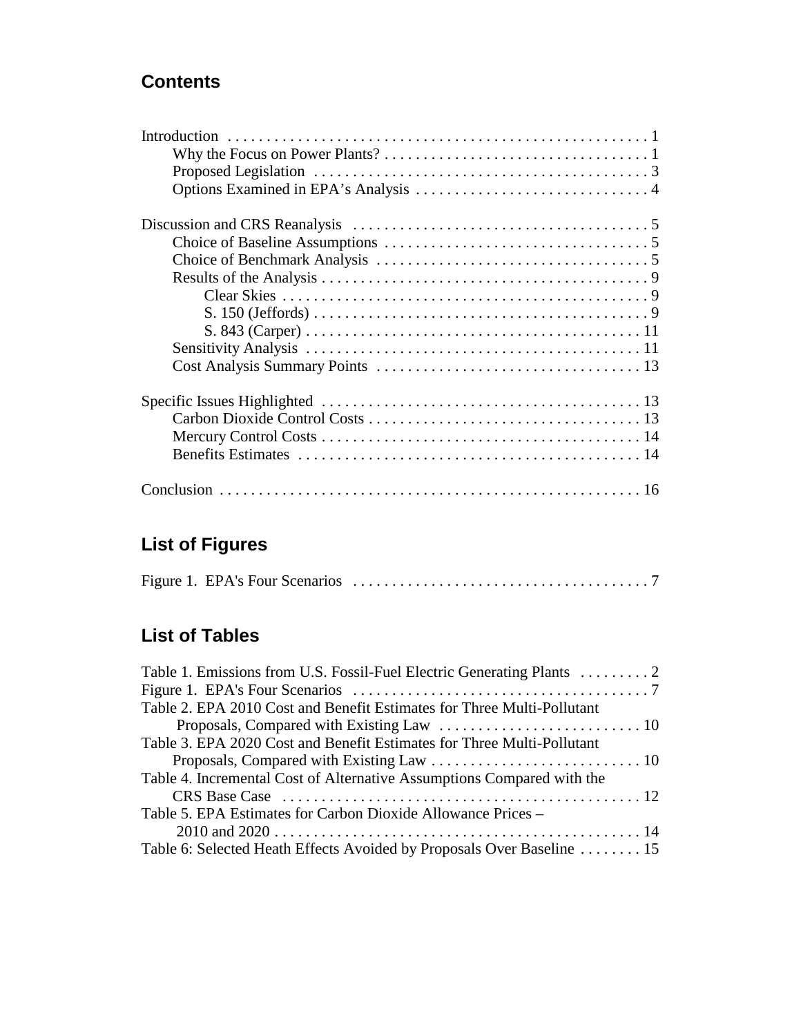## Contents

Introduction . . . . . . . . . . . . . . . . . . . . . . . . . . . . . . . . . . . . . . . . . . . . . . . . . . . . . . . 1
  Why the Focus on Power Plants? . . . . . . . . . . . . . . . . . . . . . . . . . . . . . . . . . . 1
  Proposed Legislation . . . . . . . . . . . . . . . . . . . . . . . . . . . . . . . . . . . . . . . . . . . 3
  Options Examined in EPA's Analysis . . . . . . . . . . . . . . . . . . . . . . . . . . . . . . 4

Discussion and CRS Reanalysis . . . . . . . . . . . . . . . . . . . . . . . . . . . . . . . . . . . . . 5
  Choice of Baseline Assumptions . . . . . . . . . . . . . . . . . . . . . . . . . . . . . . . . . 5
  Choice of Benchmark Analysis . . . . . . . . . . . . . . . . . . . . . . . . . . . . . . . . . . . 5
  Results of the Analysis . . . . . . . . . . . . . . . . . . . . . . . . . . . . . . . . . . . . . . . . . . 9
    Clear Skies . . . . . . . . . . . . . . . . . . . . . . . . . . . . . . . . . . . . . . . . . . . . . . . 9
    S. 150 (Jeffords) . . . . . . . . . . . . . . . . . . . . . . . . . . . . . . . . . . . . . . . . . . . 9
    S. 843 (Carper) . . . . . . . . . . . . . . . . . . . . . . . . . . . . . . . . . . . . . . . . . . . 11
  Sensitivity Analysis . . . . . . . . . . . . . . . . . . . . . . . . . . . . . . . . . . . . . . . . . . . 11
  Cost Analysis Summary Points . . . . . . . . . . . . . . . . . . . . . . . . . . . . . . . . . . 13

Specific Issues Highlighted . . . . . . . . . . . . . . . . . . . . . . . . . . . . . . . . . . . . . . . . 13
  Carbon Dioxide Control Costs . . . . . . . . . . . . . . . . . . . . . . . . . . . . . . . . . . . 13
  Mercury Control Costs . . . . . . . . . . . . . . . . . . . . . . . . . . . . . . . . . . . . . . . . . 14
  Benefits Estimates . . . . . . . . . . . . . . . . . . . . . . . . . . . . . . . . . . . . . . . . . . . . 14

Conclusion . . . . . . . . . . . . . . . . . . . . . . . . . . . . . . . . . . . . . . . . . . . . . . . . . . . . . . 16

## List of Figures

Figure 1. EPA's Four Scenarios . . . . . . . . . . . . . . . . . . . . . . . . . . . . . . . . . . . . . . 7

## List of Tables

Table 1. Emissions from U.S. Fossil-Fuel Electric Generating Plants . . . . . . . . . 2
Figure 1. EPA's Four Scenarios . . . . . . . . . . . . . . . . . . . . . . . . . . . . . . . . . . . . . . 7
Table 2. EPA 2010 Cost and Benefit Estimates for Three Multi-Pollutant Proposals, Compared with Existing Law . . . . . . . . . . . . . . . . . . . . . . . . . . 10
Table 3. EPA 2020 Cost and Benefit Estimates for Three Multi-Pollutant Proposals, Compared with Existing Law . . . . . . . . . . . . . . . . . . . . . . . . . . . 10
Table 4. Incremental Cost of Alternative Assumptions Compared with the CRS Base Case . . . . . . . . . . . . . . . . . . . . . . . . . . . . . . . . . . . . . . . . . . . . . . 12
Table 5. EPA Estimates for Carbon Dioxide Allowance Prices – 2010 and 2020 . . . . . . . . . . . . . . . . . . . . . . . . . . . . . . . . . . . . . . . . . . . . . . . 14
Table 6: Selected Heath Effects Avoided by Proposals Over Baseline . . . . . . . . 15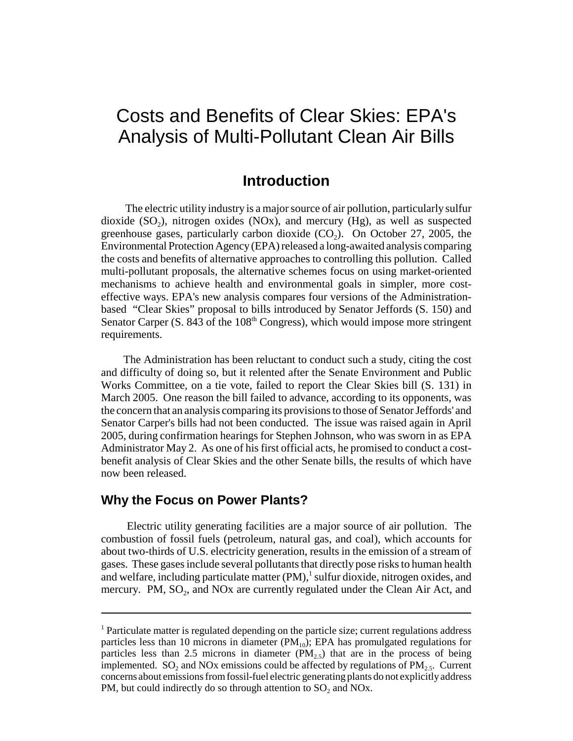# Costs and Benefits of Clear Skies: EPA's Analysis of Multi-Pollutant Clean Air Bills

## Introduction

The electric utility industry is a major source of air pollution, particularly sulfur dioxide ($SO_2$), nitrogen oxides (NOx), and mercury (Hg), as well as suspected greenhouse gases, particularly carbon dioxide ($CO_2$). On October 27, 2005, the Environmental Protection Agency (EPA) released a long-awaited analysis comparing the costs and benefits of alternative approaches to controlling this pollution. Called multi-pollutant proposals, the alternative schemes focus on using market-oriented mechanisms to achieve health and environmental goals in simpler, more cost-effective ways. EPA's new analysis compares four versions of the Administration-based "Clear Skies" proposal to bills introduced by Senator Jeffords (S. 150) and Senator Carper (S. 843 of the 108th Congress), which would impose more stringent requirements.

The Administration has been reluctant to conduct such a study, citing the cost and difficulty of doing so, but it relented after the Senate Environment and Public Works Committee, on a tie vote, failed to report the Clear Skies bill (S. 131) in March 2005. One reason the bill failed to advance, according to its opponents, was the concern that an analysis comparing its provisions to those of Senator Jeffords' and Senator Carper's bills had not been conducted. The issue was raised again in April 2005, during confirmation hearings for Stephen Johnson, who was sworn in as EPA Administrator May 2. As one of his first official acts, he promised to conduct a cost-benefit analysis of Clear Skies and the other Senate bills, the results of which have now been released.

### Why the Focus on Power Plants?

Electric utility generating facilities are a major source of air pollution. The combustion of fossil fuels (petroleum, natural gas, and coal), which accounts for about two-thirds of U.S. electricity generation, results in the emission of a stream of gases. These gases include several pollutants that directly pose risks to human health and welfare, including particulate matter (PM),[1] sulfur dioxide, nitrogen oxides, and mercury. PM, $SO_2$, and NOx are currently regulated under the Clean Air Act, and

---

[1] Particulate matter is regulated depending on the particle size; current regulations address particles less than 10 microns in diameter ($PM_{10}$); EPA has promulgated regulations for particles less than 2.5 microns in diameter ($PM_{2.5}$) that are in the process of being implemented. $SO_2$ and NOx emissions could be affected by regulations of $PM_{2.5}$. Current concerns about emissions from fossil-fuel electric generating plants do not explicitly address PM, but could indirectly do so through attention to $SO_2$ and NOx.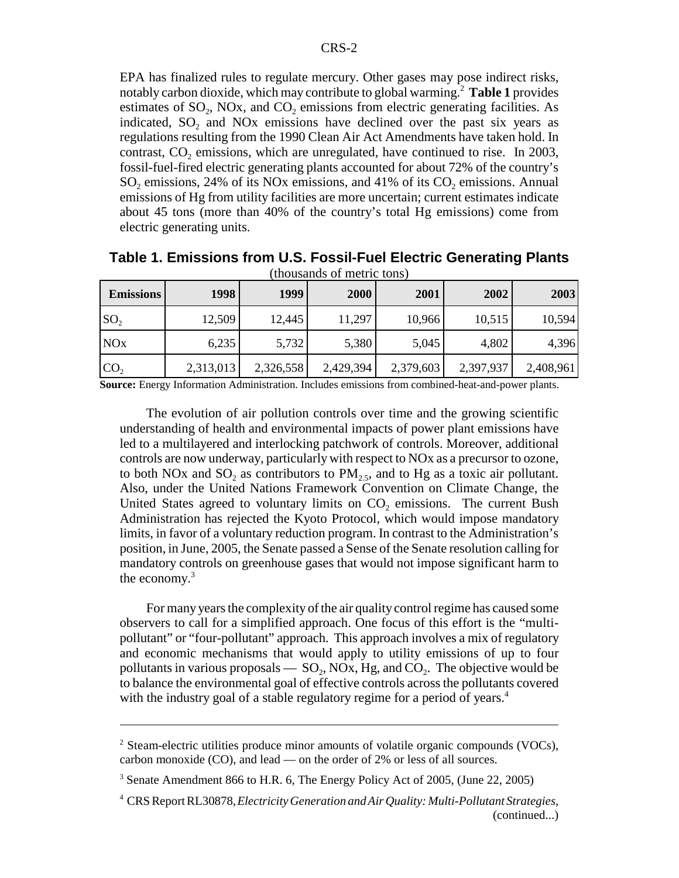EPA has finalized rules to regulate mercury. Other gases may pose indirect risks, notably carbon dioxide, which may contribute to global warming.[2] **Table 1** provides estimates of $SO_2$, NOx, and $CO_2$ emissions from electric generating facilities. As indicated, $SO_2$ and NOx emissions have declined over the past six years as regulations resulting from the 1990 Clean Air Act Amendments have taken hold. In contrast, $CO_2$ emissions, which are unregulated, have continued to rise. In 2003, fossil-fuel-fired electric generating plants accounted for about 72% of the country's $SO_2$ emissions, 24% of its NOx emissions, and 41% of its $CO_2$ emissions. Annual emissions of Hg from utility facilities are more uncertain; current estimates indicate about 45 tons (more than 40% of the country's total Hg emissions) come from electric generating units.

**Table 1. Emissions from U.S. Fossil-Fuel Electric Generating Plants**
(thousands of metric tons)

| Emissions | 1998 | 1999 | 2000 | 2001 | 2002 | 2003 |
|---|---|---|---|---|---|---|
| $SO_2$ | 12,509 | 12,445 | 11,297 | 10,966 | 10,515 | 10,594 |
| NOx | 6,235 | 5,732 | 5,380 | 5,045 | 4,802 | 4,396 |
| $CO_2$ | 2,313,013 | 2,326,558 | 2,429,394 | 2,379,603 | 2,397,937 | 2,408,961 |

**Source:** Energy Information Administration. Includes emissions from combined-heat-and-power plants.

The evolution of air pollution controls over time and the growing scientific understanding of health and environmental impacts of power plant emissions have led to a multilayered and interlocking patchwork of controls. Moreover, additional controls are now underway, particularly with respect to NOx as a precursor to ozone, to both NOx and $SO_2$ as contributors to $PM_{2.5}$, and to Hg as a toxic air pollutant. Also, under the United Nations Framework Convention on Climate Change, the United States agreed to voluntary limits on $CO_2$ emissions. The current Bush Administration has rejected the Kyoto Protocol, which would impose mandatory limits, in favor of a voluntary reduction program. In contrast to the Administration's position, in June, 2005, the Senate passed a Sense of the Senate resolution calling for mandatory controls on greenhouse gases that would not impose significant harm to the economy.[3]

For many years the complexity of the air quality control regime has caused some observers to call for a simplified approach. One focus of this effort is the "multi-pollutant" or "four-pollutant" approach. This approach involves a mix of regulatory and economic mechanisms that would apply to utility emissions of up to four pollutants in various proposals — $SO_2$, NOx, Hg, and $CO_2$. The objective would be to balance the environmental goal of effective controls across the pollutants covered with the industry goal of a stable regulatory regime for a period of years.[4]

---

[2] Steam-electric utilities produce minor amounts of volatile organic compounds (VOCs), carbon monoxide (CO), and lead — on the order of 2% or less of all sources.

[3] Senate Amendment 866 to H.R. 6, The Energy Policy Act of 2005, (June 22, 2005)

[4] CRS Report RL30878, *Electricity Generation and Air Quality: Multi-Pollutant Strategies*, (continued...)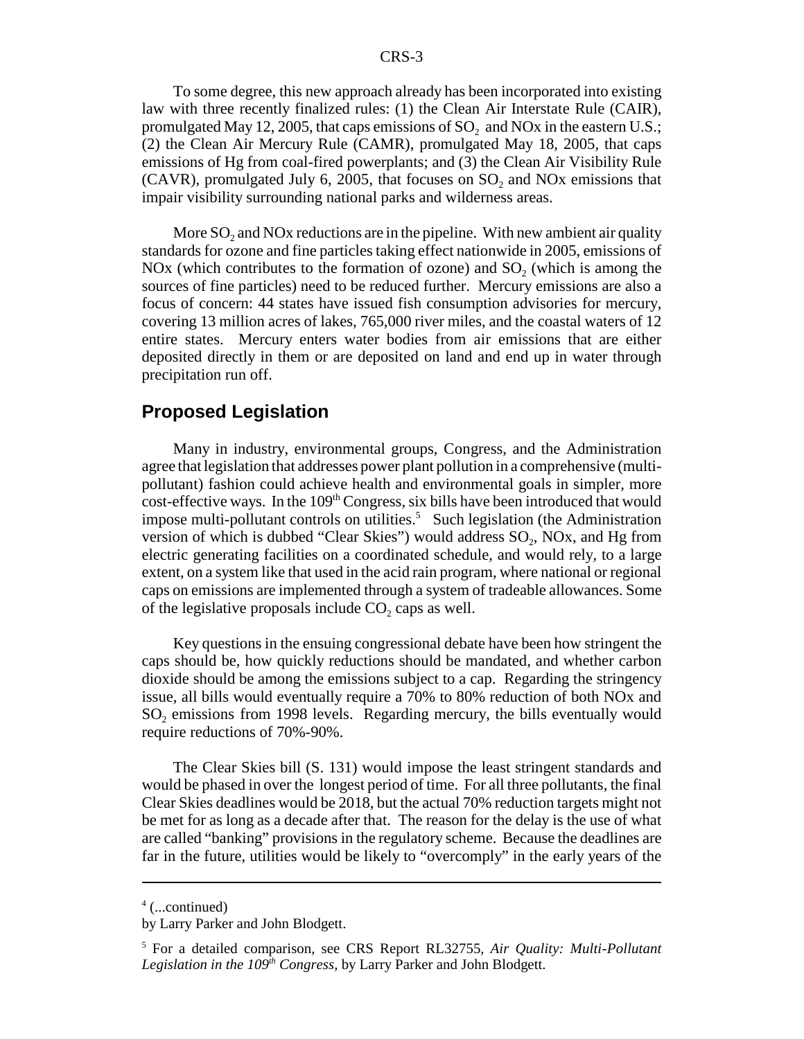To some degree, this new approach already has been incorporated into existing law with three recently finalized rules: (1) the Clean Air Interstate Rule (CAIR), promulgated May 12, 2005, that caps emissions of $SO_2$ and NOx in the eastern U.S.; (2) the Clean Air Mercury Rule (CAMR), promulgated May 18, 2005, that caps emissions of Hg from coal-fired powerplants; and (3) the Clean Air Visibility Rule (CAVR), promulgated July 6, 2005, that focuses on $SO_2$ and NOx emissions that impair visibility surrounding national parks and wilderness areas.

More $SO_2$ and NOx reductions are in the pipeline. With new ambient air quality standards for ozone and fine particles taking effect nationwide in 2005, emissions of NOx (which contributes to the formation of ozone) and $SO_2$ (which is among the sources of fine particles) need to be reduced further. Mercury emissions are also a focus of concern: 44 states have issued fish consumption advisories for mercury, covering 13 million acres of lakes, 765,000 river miles, and the coastal waters of 12 entire states. Mercury enters water bodies from air emissions that are either deposited directly in them or are deposited on land and end up in water through precipitation run off.

## Proposed Legislation

Many in industry, environmental groups, Congress, and the Administration agree that legislation that addresses power plant pollution in a comprehensive (multi-pollutant) fashion could achieve health and environmental goals in simpler, more cost-effective ways. In the 109th Congress, six bills have been introduced that would impose multi-pollutant controls on utilities.[5] Such legislation (the Administration version of which is dubbed "Clear Skies") would address $SO_2$, NOx, and Hg from electric generating facilities on a coordinated schedule, and would rely, to a large extent, on a system like that used in the acid rain program, where national or regional caps on emissions are implemented through a system of tradeable allowances. Some of the legislative proposals include $CO_2$ caps as well.

Key questions in the ensuing congressional debate have been how stringent the caps should be, how quickly reductions should be mandated, and whether carbon dioxide should be among the emissions subject to a cap. Regarding the stringency issue, all bills would eventually require a 70% to 80% reduction of both NOx and $SO_2$ emissions from 1998 levels. Regarding mercury, the bills eventually would require reductions of 70%-90%.

The Clear Skies bill (S. 131) would impose the least stringent standards and would be phased in over the longest period of time. For all three pollutants, the final Clear Skies deadlines would be 2018, but the actual 70% reduction targets might not be met for as long as a decade after that. The reason for the delay is the use of what are called "banking" provisions in the regulatory scheme. Because the deadlines are far in the future, utilities would be likely to "overcomply" in the early years of the

---

[4] (...continued)
by Larry Parker and John Blodgett.

[5] For a detailed comparison, see CRS Report RL32755, *Air Quality: Multi-Pollutant Legislation in the 109th Congress*, by Larry Parker and John Blodgett.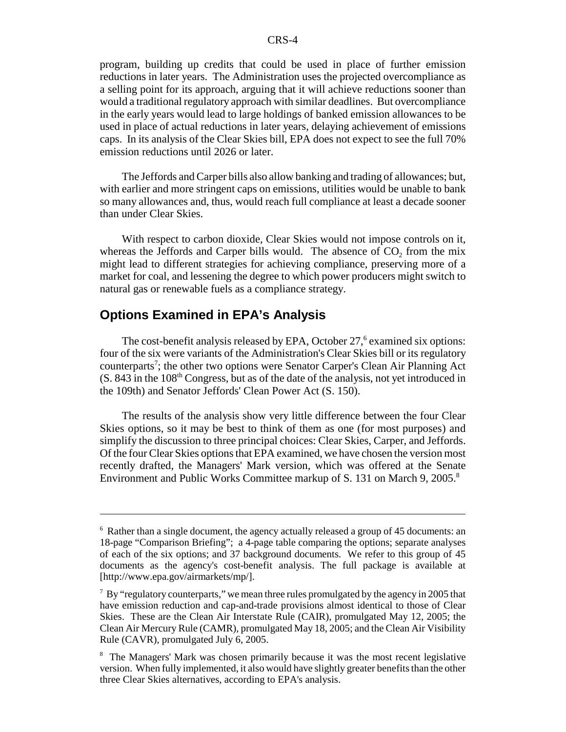program, building up credits that could be used in place of further emission reductions in later years. The Administration uses the projected overcompliance as a selling point for its approach, arguing that it will achieve reductions sooner than would a traditional regulatory approach with similar deadlines. But overcompliance in the early years would lead to large holdings of banked emission allowances to be used in place of actual reductions in later years, delaying achievement of emissions caps. In its analysis of the Clear Skies bill, EPA does not expect to see the full 70% emission reductions until 2026 or later.

The Jeffords and Carper bills also allow banking and trading of allowances; but, with earlier and more stringent caps on emissions, utilities would be unable to bank so many allowances and, thus, would reach full compliance at least a decade sooner than under Clear Skies.

With respect to carbon dioxide, Clear Skies would not impose controls on it, whereas the Jeffords and Carper bills would. The absence of $CO_2$ from the mix might lead to different strategies for achieving compliance, preserving more of a market for coal, and lessening the degree to which power producers might switch to natural gas or renewable fuels as a compliance strategy.

## Options Examined in EPA's Analysis

The cost-benefit analysis released by EPA, October 27,[6] examined six options: four of the six were variants of the Administration's Clear Skies bill or its regulatory counterparts[7]; the other two options were Senator Carper's Clean Air Planning Act (S. 843 in the 108th Congress, but as of the date of the analysis, not yet introduced in the 109th) and Senator Jeffords' Clean Power Act (S. 150).

The results of the analysis show very little difference between the four Clear Skies options, so it may be best to think of them as one (for most purposes) and simplify the discussion to three principal choices: Clear Skies, Carper, and Jeffords. Of the four Clear Skies options that EPA examined, we have chosen the version most recently drafted, the Managers' Mark version, which was offered at the Senate Environment and Public Works Committee markup of S. 131 on March 9, 2005.[8]

---

[6] Rather than a single document, the agency actually released a group of 45 documents: an 18-page "Comparison Briefing"; a 4-page table comparing the options; separate analyses of each of the six options; and 37 background documents. We refer to this group of 45 documents as the agency's cost-benefit analysis. The full package is available at [http://www.epa.gov/airmarkets/mp/].

[7] By "regulatory counterparts," we mean three rules promulgated by the agency in 2005 that have emission reduction and cap-and-trade provisions almost identical to those of Clear Skies. These are the Clean Air Interstate Rule (CAIR), promulgated May 12, 2005; the Clean Air Mercury Rule (CAMR), promulgated May 18, 2005; and the Clean Air Visibility Rule (CAVR), promulgated July 6, 2005.

[8] The Managers' Mark was chosen primarily because it was the most recent legislative version. When fully implemented, it also would have slightly greater benefits than the other three Clear Skies alternatives, according to EPA's analysis.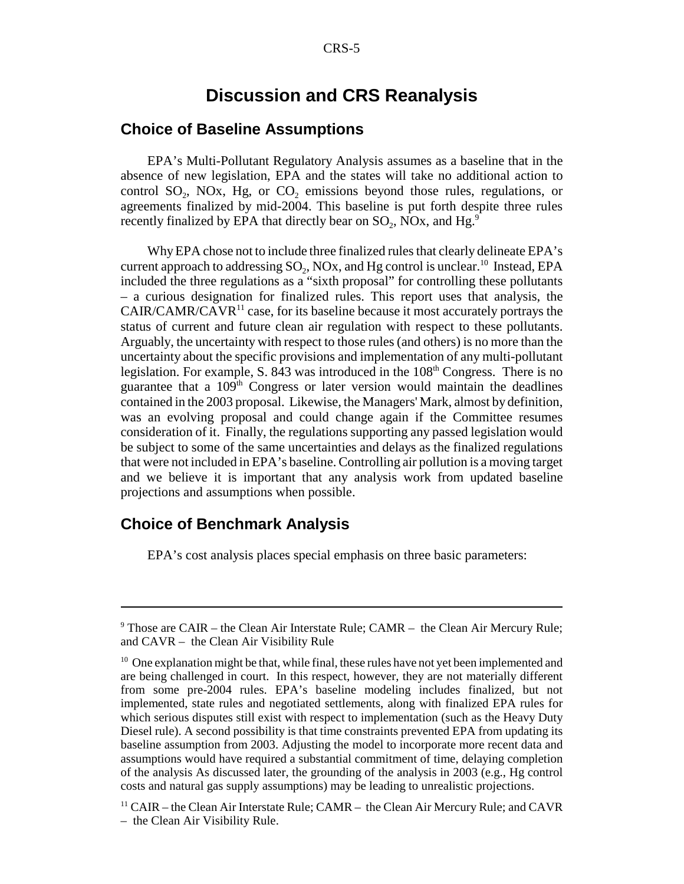# Discussion and CRS Reanalysis

## Choice of Baseline Assumptions

EPA's Multi-Pollutant Regulatory Analysis assumes as a baseline that in the absence of new legislation, EPA and the states will take no additional action to control $SO_2$, NOx, Hg, or $CO_2$ emissions beyond those rules, regulations, or agreements finalized by mid-2004. This baseline is put forth despite three rules recently finalized by EPA that directly bear on $SO_2$, NOx, and Hg.[9]

Why EPA chose not to include three finalized rules that clearly delineate EPA's current approach to addressing $SO_2$, NOx, and Hg control is unclear.[10] Instead, EPA included the three regulations as a "sixth proposal" for controlling these pollutants – a curious designation for finalized rules. This report uses that analysis, the CAIR/CAMR/CAVR[11] case, for its baseline because it most accurately portrays the status of current and future clean air regulation with respect to these pollutants. Arguably, the uncertainty with respect to those rules (and others) is no more than the uncertainty about the specific provisions and implementation of any multi-pollutant legislation. For example, S. 843 was introduced in the 108th Congress. There is no guarantee that a 109th Congress or later version would maintain the deadlines contained in the 2003 proposal. Likewise, the Managers' Mark, almost by definition, was an evolving proposal and could change again if the Committee resumes consideration of it. Finally, the regulations supporting any passed legislation would be subject to some of the same uncertainties and delays as the finalized regulations that were not included in EPA's baseline. Controlling air pollution is a moving target and we believe it is important that any analysis work from updated baseline projections and assumptions when possible.

## Choice of Benchmark Analysis

EPA's cost analysis places special emphasis on three basic parameters:

---

[9] Those are CAIR – the Clean Air Interstate Rule; CAMR – the Clean Air Mercury Rule; and CAVR – the Clean Air Visibility Rule

[10] One explanation might be that, while final, these rules have not yet been implemented and are being challenged in court. In this respect, however, they are not materially different from some pre-2004 rules. EPA's baseline modeling includes finalized, but not implemented, state rules and negotiated settlements, along with finalized EPA rules for which serious disputes still exist with respect to implementation (such as the Heavy Duty Diesel rule). A second possibility is that time constraints prevented EPA from updating its baseline assumption from 2003. Adjusting the model to incorporate more recent data and assumptions would have required a substantial commitment of time, delaying completion of the analysis As discussed later, the grounding of the analysis in 2003 (e.g., Hg control costs and natural gas supply assumptions) may be leading to unrealistic projections.

[11] CAIR – the Clean Air Interstate Rule; CAMR – the Clean Air Mercury Rule; and CAVR – the Clean Air Visibility Rule.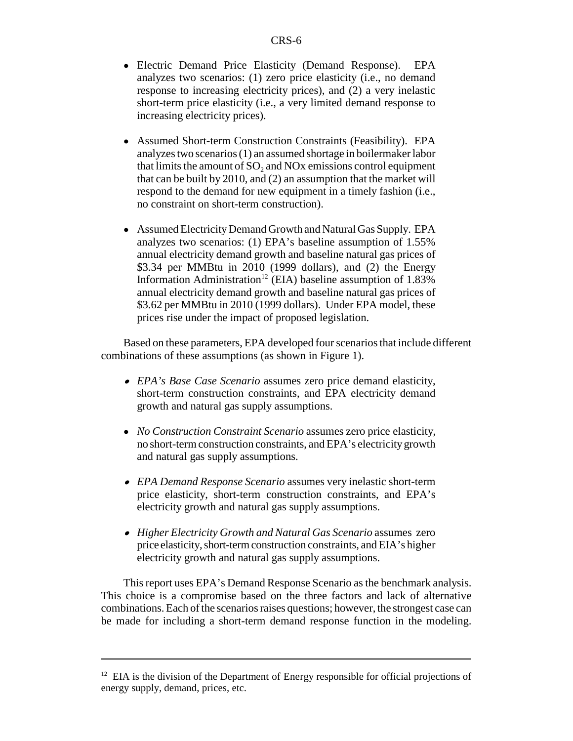- Electric Demand Price Elasticity (Demand Response). EPA analyzes two scenarios: (1) zero price elasticity (i.e., no demand response to increasing electricity prices), and (2) a very inelastic short-term price elasticity (i.e., a very limited demand response to increasing electricity prices).

- Assumed Short-term Construction Constraints (Feasibility). EPA analyzes two scenarios (1) an assumed shortage in boilermaker labor that limits the amount of $SO_2$ and NOx emissions control equipment that can be built by 2010, and (2) an assumption that the market will respond to the demand for new equipment in a timely fashion (i.e., no constraint on short-term construction).

- Assumed Electricity Demand Growth and Natural Gas Supply. EPA analyzes two scenarios: (1) EPA's baseline assumption of 1.55% annual electricity demand growth and baseline natural gas prices of \$3.34 per MMBtu in 2010 (1999 dollars), and (2) the Energy Information Administration[12] (EIA) baseline assumption of 1.83% annual electricity demand growth and baseline natural gas prices of \$3.62 per MMBtu in 2010 (1999 dollars). Under EPA model, these prices rise under the impact of proposed legislation.

Based on these parameters, EPA developed four scenarios that include different combinations of these assumptions (as shown in Figure 1).

- *EPA's Base Case Scenario* assumes zero price demand elasticity, short-term construction constraints, and EPA electricity demand growth and natural gas supply assumptions.

- *No Construction Constraint Scenario* assumes zero price elasticity, no short-term construction constraints, and EPA's electricity growth and natural gas supply assumptions.

- *EPA Demand Response Scenario* assumes very inelastic short-term price elasticity, short-term construction constraints, and EPA's electricity growth and natural gas supply assumptions.

- *Higher Electricity Growth and Natural Gas Scenario* assumes zero price elasticity, short-term construction constraints, and EIA's higher electricity growth and natural gas supply assumptions.

This report uses EPA's Demand Response Scenario as the benchmark analysis. This choice is a compromise based on the three factors and lack of alternative combinations. Each of the scenarios raises questions; however, the strongest case can be made for including a short-term demand response function in the modeling.

---

[12] EIA is the division of the Department of Energy responsible for official projections of energy supply, demand, prices, etc.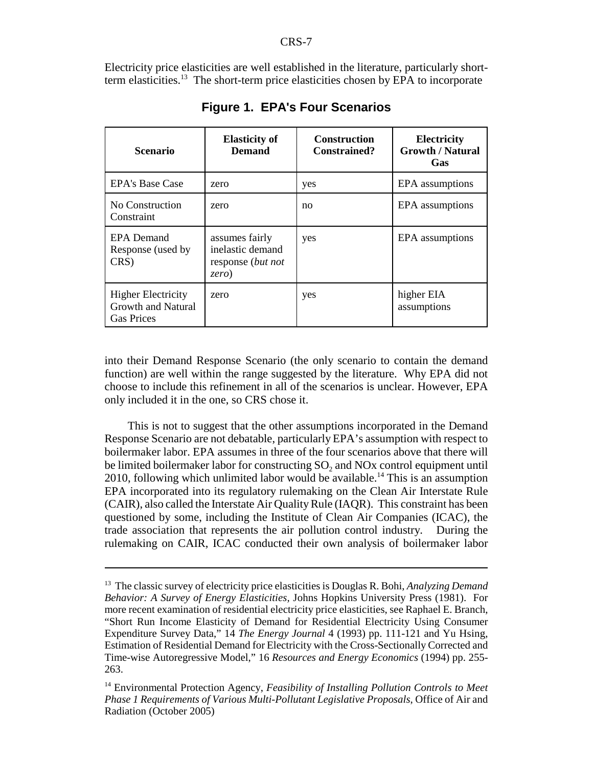Electricity price elasticities are well established in the literature, particularly short-term elasticities.[13] The short-term price elasticities chosen by EPA to incorporate

**Figure 1. EPA's Four Scenarios**

| Scenario | Elasticity of Demand | Construction Constrained? | Electricity Growth / Natural Gas |
|---|---|---|---|
| EPA's Base Case | zero | yes | EPA assumptions |
| No Construction Constraint | zero | no | EPA assumptions |
| EPA Demand Response (used by CRS) | assumes fairly inelastic demand response (*but not zero*) | yes | EPA assumptions |
| Higher Electricity Growth and Natural Gas Prices | zero | yes | higher EIA assumptions |

into their Demand Response Scenario (the only scenario to contain the demand function) are well within the range suggested by the literature. Why EPA did not choose to include this refinement in all of the scenarios is unclear. However, EPA only included it in the one, so CRS chose it.

This is not to suggest that the other assumptions incorporated in the Demand Response Scenario are not debatable, particularly EPA's assumption with respect to boilermaker labor. EPA assumes in three of the four scenarios above that there will be limited boilermaker labor for constructing $SO_2$ and NOx control equipment until 2010, following which unlimited labor would be available.[14] This is an assumption EPA incorporated into its regulatory rulemaking on the Clean Air Interstate Rule (CAIR), also called the Interstate Air Quality Rule (IAQR). This constraint has been questioned by some, including the Institute of Clean Air Companies (ICAC), the trade association that represents the air pollution control industry. During the rulemaking on CAIR, ICAC conducted their own analysis of boilermaker labor

---

[13] The classic survey of electricity price elasticities is Douglas R. Bohi, *Analyzing Demand Behavior: A Survey of Energy Elasticities*, Johns Hopkins University Press (1981). For more recent examination of residential electricity price elasticities, see Raphael E. Branch, "Short Run Income Elasticity of Demand for Residential Electricity Using Consumer Expenditure Survey Data," 14 *The Energy Journal* 4 (1993) pp. 111-121 and Yu Hsing, Estimation of Residential Demand for Electricity with the Cross-Sectionally Corrected and Time-wise Autoregressive Model," 16 *Resources and Energy Economics* (1994) pp. 255-263.

[14] Environmental Protection Agency, *Feasibility of Installing Pollution Controls to Meet Phase 1 Requirements of Various Multi-Pollutant Legislative Proposals*, Office of Air and Radiation (October 2005)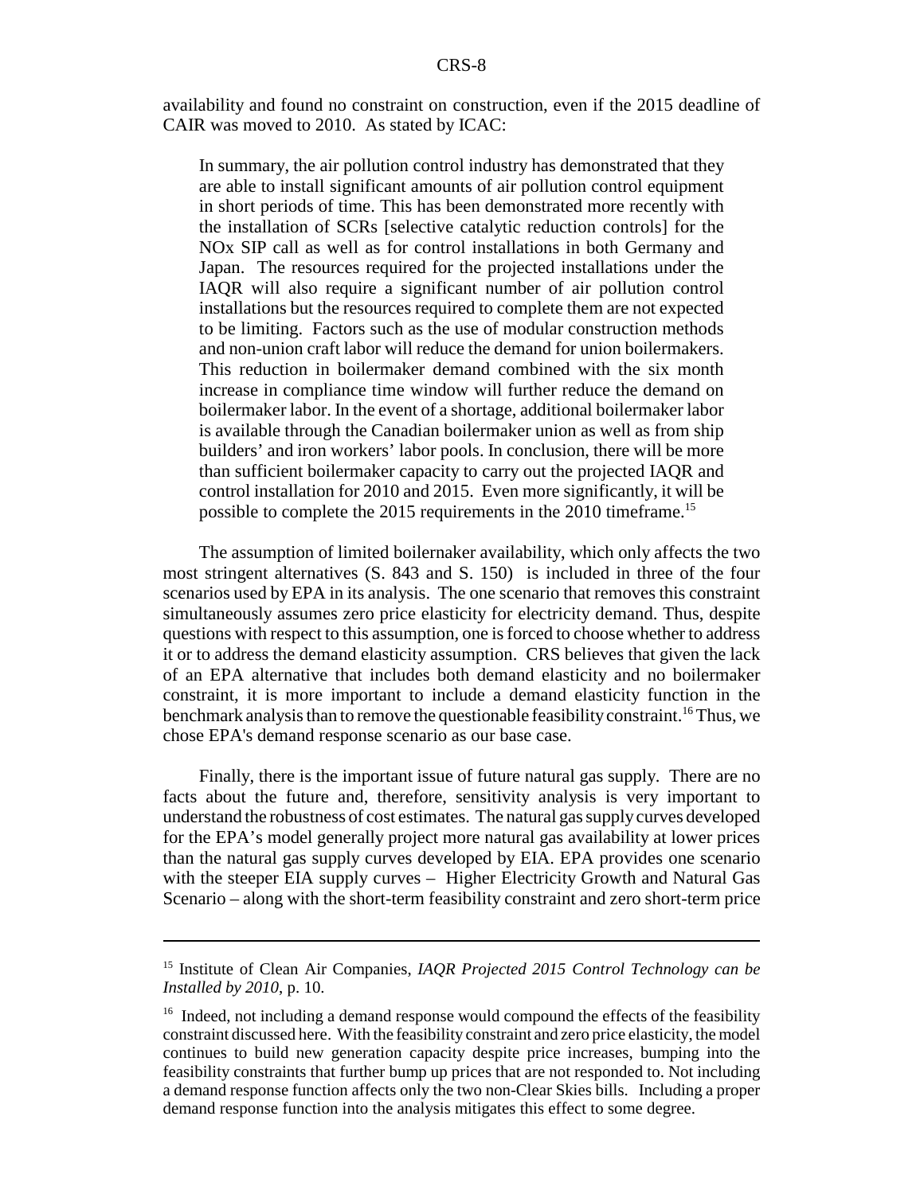availability and found no constraint on construction, even if the 2015 deadline of CAIR was moved to 2010. As stated by ICAC:

> In summary, the air pollution control industry has demonstrated that they are able to install significant amounts of air pollution control equipment in short periods of time. This has been demonstrated more recently with the installation of SCRs [selective catalytic reduction controls] for the NOx SIP call as well as for control installations in both Germany and Japan. The resources required for the projected installations under the IAQR will also require a significant number of air pollution control installations but the resources required to complete them are not expected to be limiting. Factors such as the use of modular construction methods and non-union craft labor will reduce the demand for union boilermakers. This reduction in boilermaker demand combined with the six month increase in compliance time window will further reduce the demand on boilermaker labor. In the event of a shortage, additional boilermaker labor is available through the Canadian boilermaker union as well as from ship builders' and iron workers' labor pools. In conclusion, there will be more than sufficient boilermaker capacity to carry out the projected IAQR and control installation for 2010 and 2015. Even more significantly, it will be possible to complete the 2015 requirements in the 2010 timeframe.[15]

The assumption of limited boilernaker availability, which only affects the two most stringent alternatives (S. 843 and S. 150) is included in three of the four scenarios used by EPA in its analysis. The one scenario that removes this constraint simultaneously assumes zero price elasticity for electricity demand. Thus, despite questions with respect to this assumption, one is forced to choose whether to address it or to address the demand elasticity assumption. CRS believes that given the lack of an EPA alternative that includes both demand elasticity and no boilermaker constraint, it is more important to include a demand elasticity function in the benchmark analysis than to remove the questionable feasibility constraint.[16] Thus, we chose EPA's demand response scenario as our base case.

Finally, there is the important issue of future natural gas supply. There are no facts about the future and, therefore, sensitivity analysis is very important to understand the robustness of cost estimates. The natural gas supply curves developed for the EPA's model generally project more natural gas availability at lower prices than the natural gas supply curves developed by EIA. EPA provides one scenario with the steeper EIA supply curves – Higher Electricity Growth and Natural Gas Scenario – along with the short-term feasibility constraint and zero short-term price

---

[15] Institute of Clean Air Companies, *IAQR Projected 2015 Control Technology can be Installed by 2010*, p. 10.

[16] Indeed, not including a demand response would compound the effects of the feasibility constraint discussed here. With the feasibility constraint and zero price elasticity, the model continues to build new generation capacity despite price increases, bumping into the feasibility constraints that further bump up prices that are not responded to. Not including a demand response function affects only the two non-Clear Skies bills. Including a proper demand response function into the analysis mitigates this effect to some degree.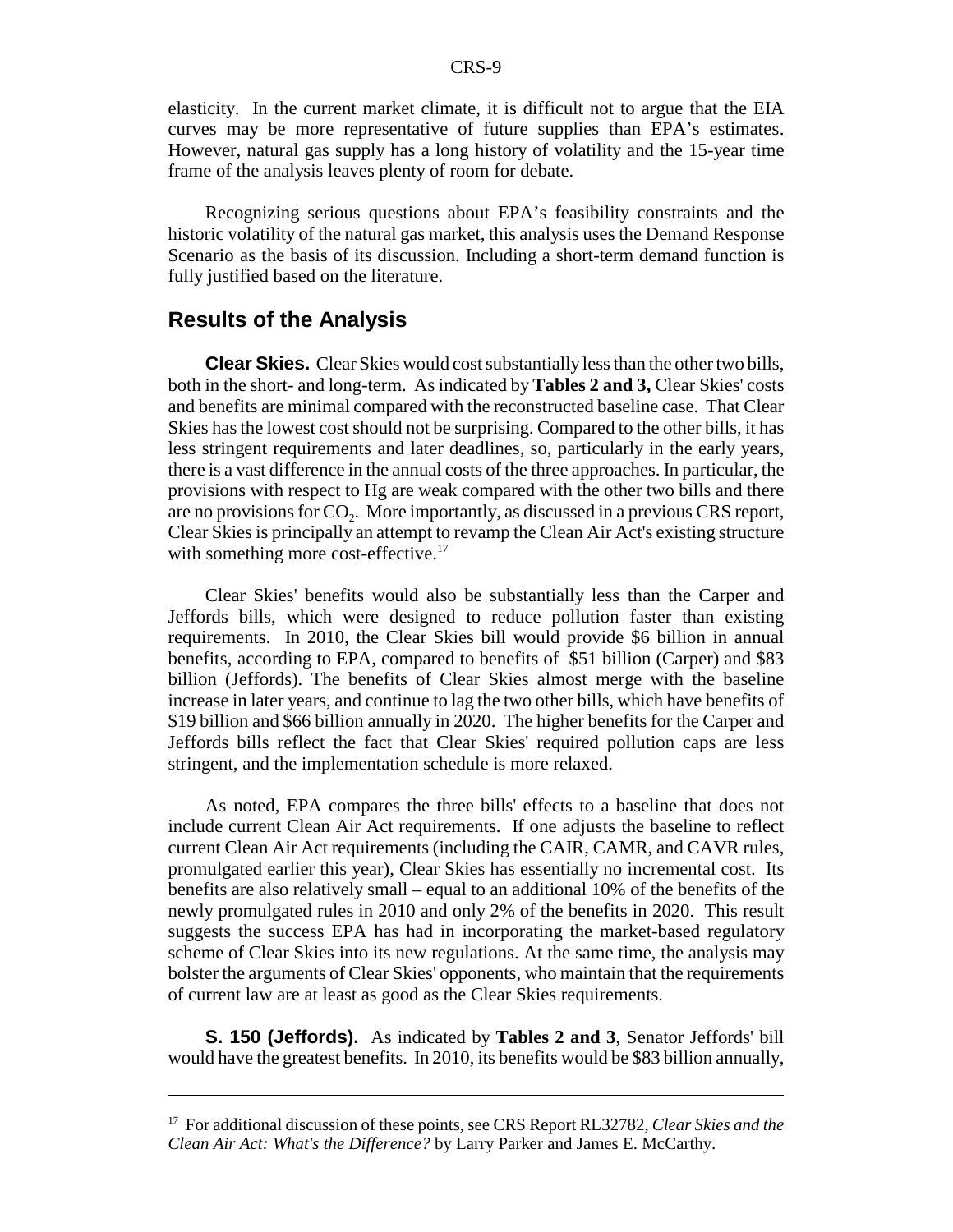elasticity. In the current market climate, it is difficult not to argue that the EIA curves may be more representative of future supplies than EPA's estimates. However, natural gas supply has a long history of volatility and the 15-year time frame of the analysis leaves plenty of room for debate.

Recognizing serious questions about EPA's feasibility constraints and the historic volatility of the natural gas market, this analysis uses the Demand Response Scenario as the basis of its discussion. Including a short-term demand function is fully justified based on the literature.

## Results of the Analysis

**Clear Skies.** Clear Skies would cost substantially less than the other two bills, both in the short- and long-term. As indicated by **Tables 2 and 3,** Clear Skies' costs and benefits are minimal compared with the reconstructed baseline case. That Clear Skies has the lowest cost should not be surprising. Compared to the other bills, it has less stringent requirements and later deadlines, so, particularly in the early years, there is a vast difference in the annual costs of the three approaches. In particular, the provisions with respect to Hg are weak compared with the other two bills and there are no provisions for $CO_2$. More importantly, as discussed in a previous CRS report, Clear Skies is principally an attempt to revamp the Clean Air Act's existing structure with something more cost-effective.[17]

Clear Skies' benefits would also be substantially less than the Carper and Jeffords bills, which were designed to reduce pollution faster than existing requirements. In 2010, the Clear Skies bill would provide $6 billion in annual benefits, according to EPA, compared to benefits of $51 billion (Carper) and $83 billion (Jeffords). The benefits of Clear Skies almost merge with the baseline increase in later years, and continue to lag the two other bills, which have benefits of $19 billion and $66 billion annually in 2020. The higher benefits for the Carper and Jeffords bills reflect the fact that Clear Skies' required pollution caps are less stringent, and the implementation schedule is more relaxed.

As noted, EPA compares the three bills' effects to a baseline that does not include current Clean Air Act requirements. If one adjusts the baseline to reflect current Clean Air Act requirements (including the CAIR, CAMR, and CAVR rules, promulgated earlier this year), Clear Skies has essentially no incremental cost. Its benefits are also relatively small – equal to an additional 10% of the benefits of the newly promulgated rules in 2010 and only 2% of the benefits in 2020. This result suggests the success EPA has had in incorporating the market-based regulatory scheme of Clear Skies into its new regulations. At the same time, the analysis may bolster the arguments of Clear Skies' opponents, who maintain that the requirements of current law are at least as good as the Clear Skies requirements.

**S. 150 (Jeffords).** As indicated by **Tables 2 and 3**, Senator Jeffords' bill would have the greatest benefits. In 2010, its benefits would be $83 billion annually,

---

[17] For additional discussion of these points, see CRS Report RL32782, *Clear Skies and the Clean Air Act: What's the Difference?* by Larry Parker and James E. McCarthy.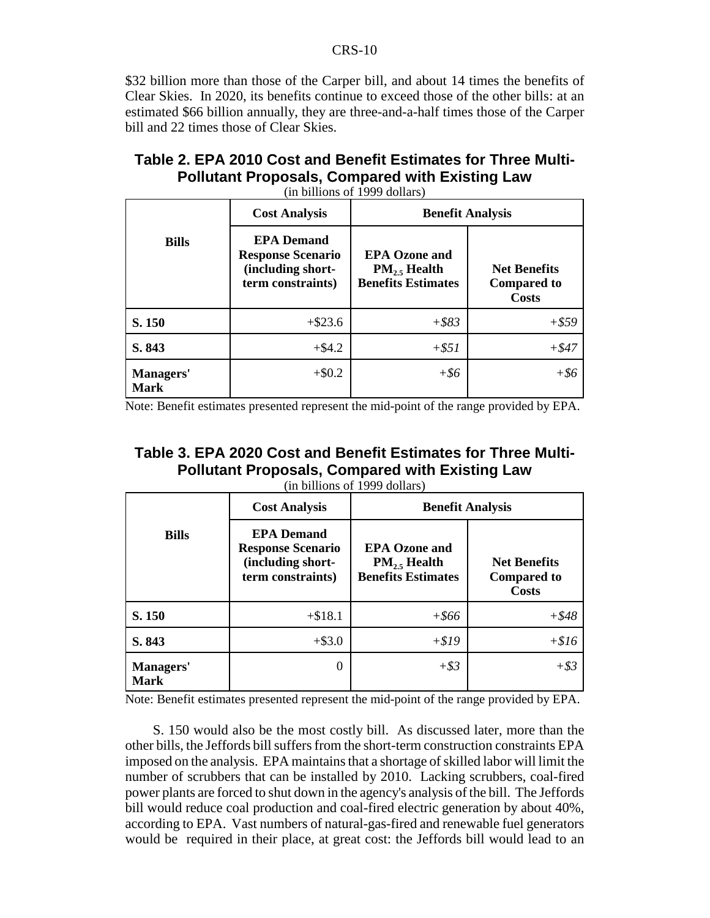$32 billion more than those of the Carper bill, and about 14 times the benefits of Clear Skies. In 2020, its benefits continue to exceed those of the other bills: at an estimated $66 billion annually, they are three-and-a-half times those of the Carper bill and 22 times those of Clear Skies.

### Table 2. EPA 2010 Cost and Benefit Estimates for Three Multi-Pollutant Proposals, Compared with Existing Law

(in billions of 1999 dollars)

| Bills | Cost Analysis | Benefit Analysis | |
|---|---|---|---|
| | **EPA Demand Response Scenario (including short-term constraints)** | **EPA Ozone and $PM_{2.5}$ Health Benefits Estimates** | **Net Benefits Compared to Costs** |
| **S. 150** | +$23.6 | *+$83* | *+$59* |
| **S. 843** | +$4.2 | *+$51* | *+$47* |
| **Managers' Mark** | +$0.2 | *+$6* | *+$6* |

Note: Benefit estimates presented represent the mid-point of the range provided by EPA.

### Table 3. EPA 2020 Cost and Benefit Estimates for Three Multi-Pollutant Proposals, Compared with Existing Law

(in billions of 1999 dollars)

| Bills | Cost Analysis | Benefit Analysis | |
|---|---|---|---|
| | **EPA Demand Response Scenario (including short-term constraints)** | **EPA Ozone and $PM_{2.5}$ Health Benefits Estimates** | **Net Benefits Compared to Costs** |
| **S. 150** | +$18.1 | *+$66* | *+$48* |
| **S. 843** | +$3.0 | *+$19* | *+$16* |
| **Managers' Mark** | 0 | *+$3* | *+$3* |

Note: Benefit estimates presented represent the mid-point of the range provided by EPA.

S. 150 would also be the most costly bill. As discussed later, more than the other bills, the Jeffords bill suffers from the short-term construction constraints EPA imposed on the analysis. EPA maintains that a shortage of skilled labor will limit the number of scrubbers that can be installed by 2010. Lacking scrubbers, coal-fired power plants are forced to shut down in the agency's analysis of the bill. The Jeffords bill would reduce coal production and coal-fired electric generation by about 40%, according to EPA. Vast numbers of natural-gas-fired and renewable fuel generators would be required in their place, at great cost: the Jeffords bill would lead to an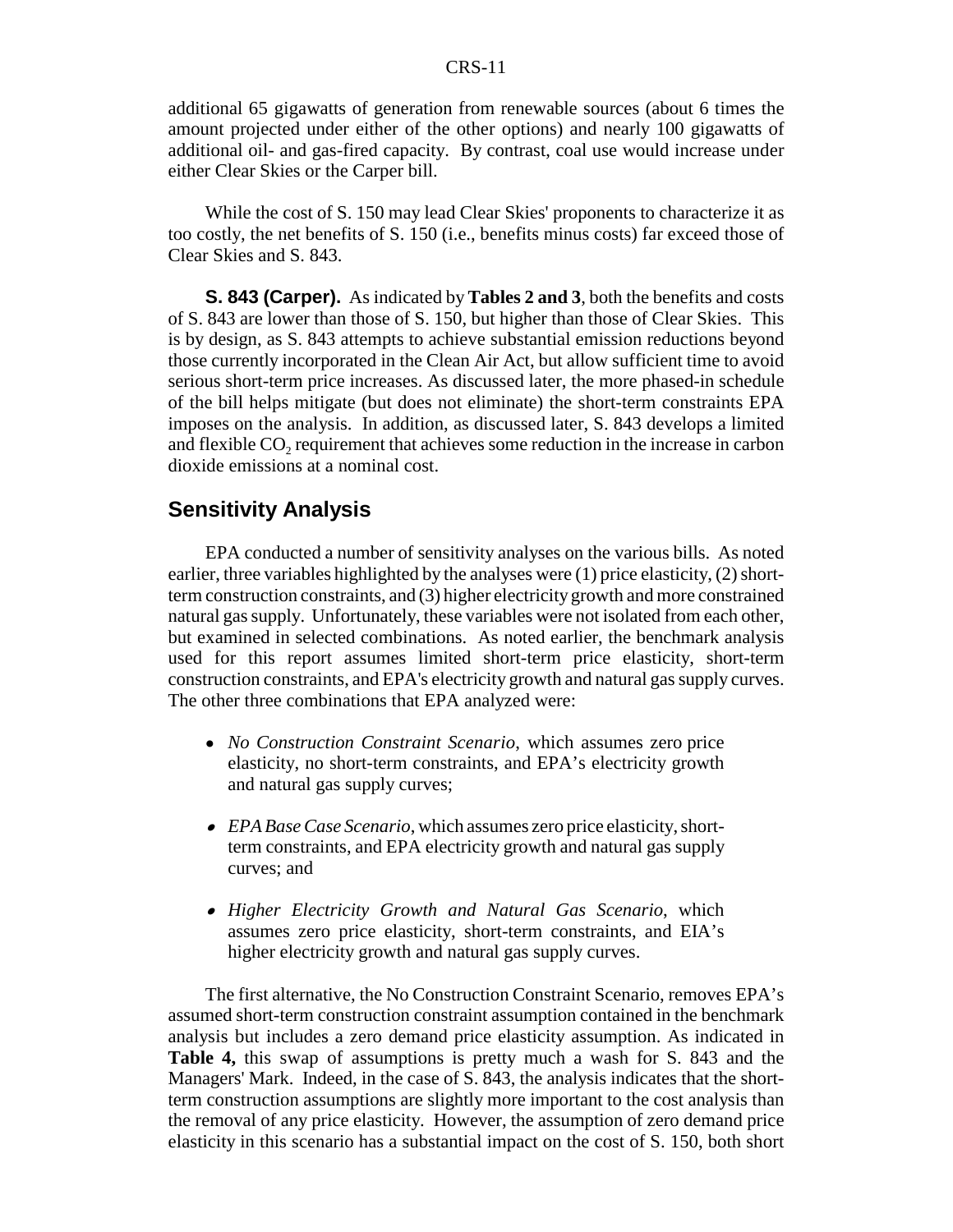additional 65 gigawatts of generation from renewable sources (about 6 times the amount projected under either of the other options) and nearly 100 gigawatts of additional oil- and gas-fired capacity. By contrast, coal use would increase under either Clear Skies or the Carper bill.

While the cost of S. 150 may lead Clear Skies' proponents to characterize it as too costly, the net benefits of S. 150 (i.e., benefits minus costs) far exceed those of Clear Skies and S. 843.

**S. 843 (Carper).** As indicated by **Tables 2 and 3**, both the benefits and costs of S. 843 are lower than those of S. 150, but higher than those of Clear Skies. This is by design, as S. 843 attempts to achieve substantial emission reductions beyond those currently incorporated in the Clean Air Act, but allow sufficient time to avoid serious short-term price increases. As discussed later, the more phased-in schedule of the bill helps mitigate (but does not eliminate) the short-term constraints EPA imposes on the analysis. In addition, as discussed later, S. 843 develops a limited and flexible $CO_2$ requirement that achieves some reduction in the increase in carbon dioxide emissions at a nominal cost.

## Sensitivity Analysis

EPA conducted a number of sensitivity analyses on the various bills. As noted earlier, three variables highlighted by the analyses were (1) price elasticity, (2) short-term construction constraints, and (3) higher electricity growth and more constrained natural gas supply. Unfortunately, these variables were not isolated from each other, but examined in selected combinations. As noted earlier, the benchmark analysis used for this report assumes limited short-term price elasticity, short-term construction constraints, and EPA's electricity growth and natural gas supply curves. The other three combinations that EPA analyzed were:

- *No Construction Constraint Scenario*, which assumes zero price elasticity, no short-term constraints, and EPA's electricity growth and natural gas supply curves;
- *EPA Base Case Scenario*, which assumes zero price elasticity, short-term constraints, and EPA electricity growth and natural gas supply curves; and
- *Higher Electricity Growth and Natural Gas Scenario*, which assumes zero price elasticity, short-term constraints, and EIA's higher electricity growth and natural gas supply curves.

The first alternative, the No Construction Constraint Scenario, removes EPA's assumed short-term construction constraint assumption contained in the benchmark analysis but includes a zero demand price elasticity assumption. As indicated in **Table 4,** this swap of assumptions is pretty much a wash for S. 843 and the Managers' Mark. Indeed, in the case of S. 843, the analysis indicates that the short-term construction assumptions are slightly more important to the cost analysis than the removal of any price elasticity. However, the assumption of zero demand price elasticity in this scenario has a substantial impact on the cost of S. 150, both short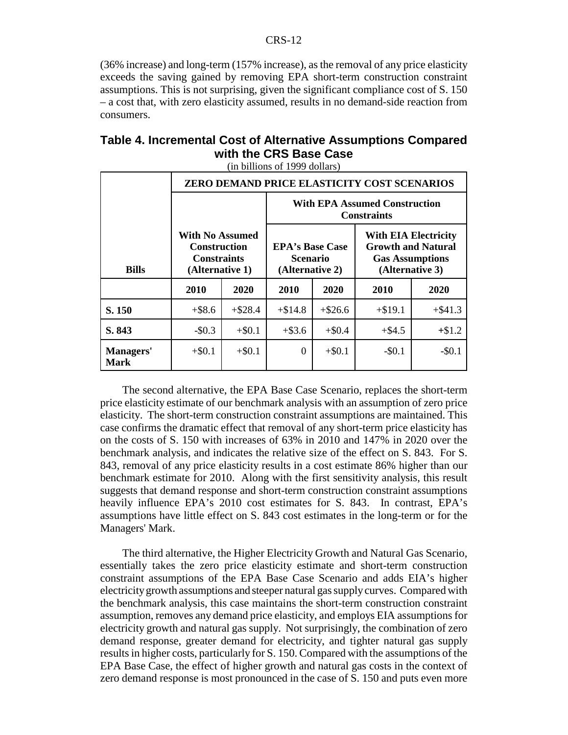(36% increase) and long-term (157% increase), as the removal of any price elasticity exceeds the saving gained by removing EPA short-term construction constraint assumptions. This is not surprising, given the significant compliance cost of S. 150 – a cost that, with zero elasticity assumed, results in no demand-side reaction from consumers.

## Table 4. Incremental Cost of Alternative Assumptions Compared with the CRS Base Case

(in billions of 1999 dollars)

| | ZERO DEMAND PRICE ELASTICITY COST SCENARIOS | | | | | |
|---|---|---|---|---|---|---|
| | | | With EPA Assumed Construction Constraints | | | |
| **Bills** | With No Assumed Construction Constraints (Alternative 1) | | EPA's Base Case Scenario (Alternative 2) | | With EIA Electricity Growth and Natural Gas Assumptions (Alternative 3) | |
| | 2010 | 2020 | 2010 | 2020 | 2010 | 2020 |
| **S. 150** | +$8.6 | +$28.4 | +$14.8 | +$26.6 | +$19.1 | +$41.3 |
| **S. 843** | -$0.3 | +$0.1 | +$3.6 | +$0.4 | +$4.5 | +$1.2 |
| **Managers' Mark** | +$0.1 | +$0.1 | 0 | +$0.1 | -$0.1 | -$0.1 |

The second alternative, the EPA Base Case Scenario, replaces the short-term price elasticity estimate of our benchmark analysis with an assumption of zero price elasticity. The short-term construction constraint assumptions are maintained. This case confirms the dramatic effect that removal of any short-term price elasticity has on the costs of S. 150 with increases of 63% in 2010 and 147% in 2020 over the benchmark analysis, and indicates the relative size of the effect on S. 843. For S. 843, removal of any price elasticity results in a cost estimate 86% higher than our benchmark estimate for 2010. Along with the first sensitivity analysis, this result suggests that demand response and short-term construction constraint assumptions heavily influence EPA's 2010 cost estimates for S. 843. In contrast, EPA's assumptions have little effect on S. 843 cost estimates in the long-term or for the Managers' Mark.

The third alternative, the Higher Electricity Growth and Natural Gas Scenario, essentially takes the zero price elasticity estimate and short-term construction constraint assumptions of the EPA Base Case Scenario and adds EIA's higher electricity growth assumptions and steeper natural gas supply curves. Compared with the benchmark analysis, this case maintains the short-term construction constraint assumption, removes any demand price elasticity, and employs EIA assumptions for electricity growth and natural gas supply. Not surprisingly, the combination of zero demand response, greater demand for electricity, and tighter natural gas supply results in higher costs, particularly for S. 150. Compared with the assumptions of the EPA Base Case, the effect of higher growth and natural gas costs in the context of zero demand response is most pronounced in the case of S. 150 and puts even more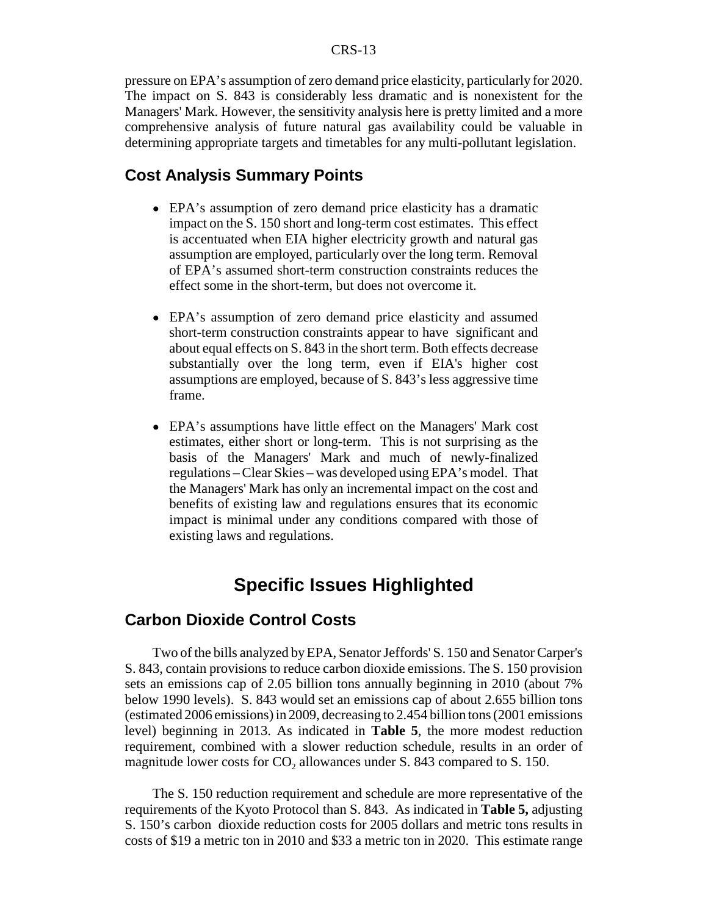pressure on EPA's assumption of zero demand price elasticity, particularly for 2020. The impact on S. 843 is considerably less dramatic and is nonexistent for the Managers' Mark. However, the sensitivity analysis here is pretty limited and a more comprehensive analysis of future natural gas availability could be valuable in determining appropriate targets and timetables for any multi-pollutant legislation.

## Cost Analysis Summary Points

- EPA's assumption of zero demand price elasticity has a dramatic impact on the S. 150 short and long-term cost estimates. This effect is accentuated when EIA higher electricity growth and natural gas assumption are employed, particularly over the long term. Removal of EPA's assumed short-term construction constraints reduces the effect some in the short-term, but does not overcome it.

- EPA's assumption of zero demand price elasticity and assumed short-term construction constraints appear to have significant and about equal effects on S. 843 in the short term. Both effects decrease substantially over the long term, even if EIA's higher cost assumptions are employed, because of S. 843's less aggressive time frame.

- EPA's assumptions have little effect on the Managers' Mark cost estimates, either short or long-term. This is not surprising as the basis of the Managers' Mark and much of newly-finalized regulations – Clear Skies – was developed using EPA's model. That the Managers' Mark has only an incremental impact on the cost and benefits of existing law and regulations ensures that its economic impact is minimal under any conditions compared with those of existing laws and regulations.

# Specific Issues Highlighted

## Carbon Dioxide Control Costs

Two of the bills analyzed by EPA, Senator Jeffords' S. 150 and Senator Carper's S. 843, contain provisions to reduce carbon dioxide emissions. The S. 150 provision sets an emissions cap of 2.05 billion tons annually beginning in 2010 (about 7% below 1990 levels). S. 843 would set an emissions cap of about 2.655 billion tons (estimated 2006 emissions) in 2009, decreasing to 2.454 billion tons (2001 emissions level) beginning in 2013. As indicated in **Table 5**, the more modest reduction requirement, combined with a slower reduction schedule, results in an order of magnitude lower costs for $CO_2$ allowances under S. 843 compared to S. 150.

The S. 150 reduction requirement and schedule are more representative of the requirements of the Kyoto Protocol than S. 843. As indicated in **Table 5,** adjusting S. 150's carbon dioxide reduction costs for 2005 dollars and metric tons results in costs of $19 a metric ton in 2010 and $33 a metric ton in 2020. This estimate range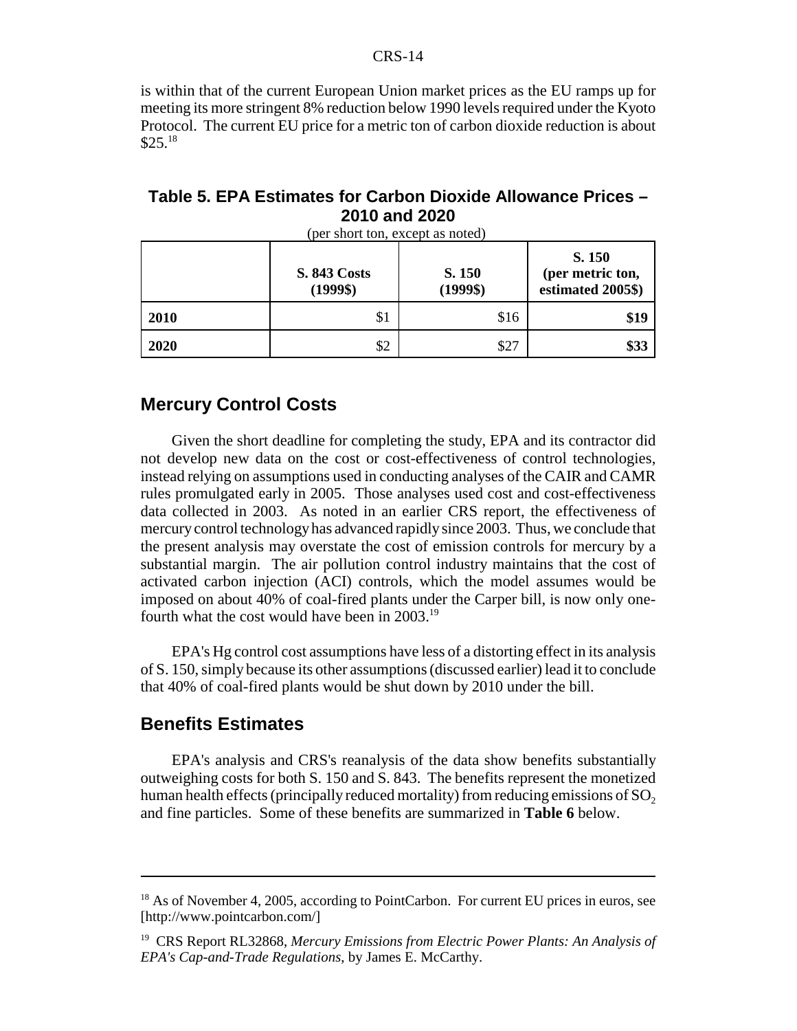is within that of the current European Union market prices as the EU ramps up for meeting its more stringent 8% reduction below 1990 levels required under the Kyoto Protocol. The current EU price for a metric ton of carbon dioxide reduction is about $25.[18]

**Table 5. EPA Estimates for Carbon Dioxide Allowance Prices – 2010 and 2020**

(per short ton, except as noted)

| | S. 843 Costs (1999$) | S. 150 (1999$) | S. 150 (per metric ton, estimated 2005$) |
|---|---|---|---|
| **2010** | $1 | $16 | **$19** |
| **2020** | $2 | $27 | **$33** |

## Mercury Control Costs

Given the short deadline for completing the study, EPA and its contractor did not develop new data on the cost or cost-effectiveness of control technologies, instead relying on assumptions used in conducting analyses of the CAIR and CAMR rules promulgated early in 2005. Those analyses used cost and cost-effectiveness data collected in 2003. As noted in an earlier CRS report, the effectiveness of mercury control technology has advanced rapidly since 2003. Thus, we conclude that the present analysis may overstate the cost of emission controls for mercury by a substantial margin. The air pollution control industry maintains that the cost of activated carbon injection (ACI) controls, which the model assumes would be imposed on about 40% of coal-fired plants under the Carper bill, is now only one-fourth what the cost would have been in 2003.[19]

EPA's Hg control cost assumptions have less of a distorting effect in its analysis of S. 150, simply because its other assumptions (discussed earlier) lead it to conclude that 40% of coal-fired plants would be shut down by 2010 under the bill.

## Benefits Estimates

EPA's analysis and CRS's reanalysis of the data show benefits substantially outweighing costs for both S. 150 and S. 843. The benefits represent the monetized human health effects (principally reduced mortality) from reducing emissions of $SO_2$ and fine particles. Some of these benefits are summarized in **Table 6** below.

---

[18] As of November 4, 2005, according to PointCarbon. For current EU prices in euros, see [http://www.pointcarbon.com/]

[19] CRS Report RL32868, *Mercury Emissions from Electric Power Plants: An Analysis of EPA's Cap-and-Trade Regulations*, by James E. McCarthy.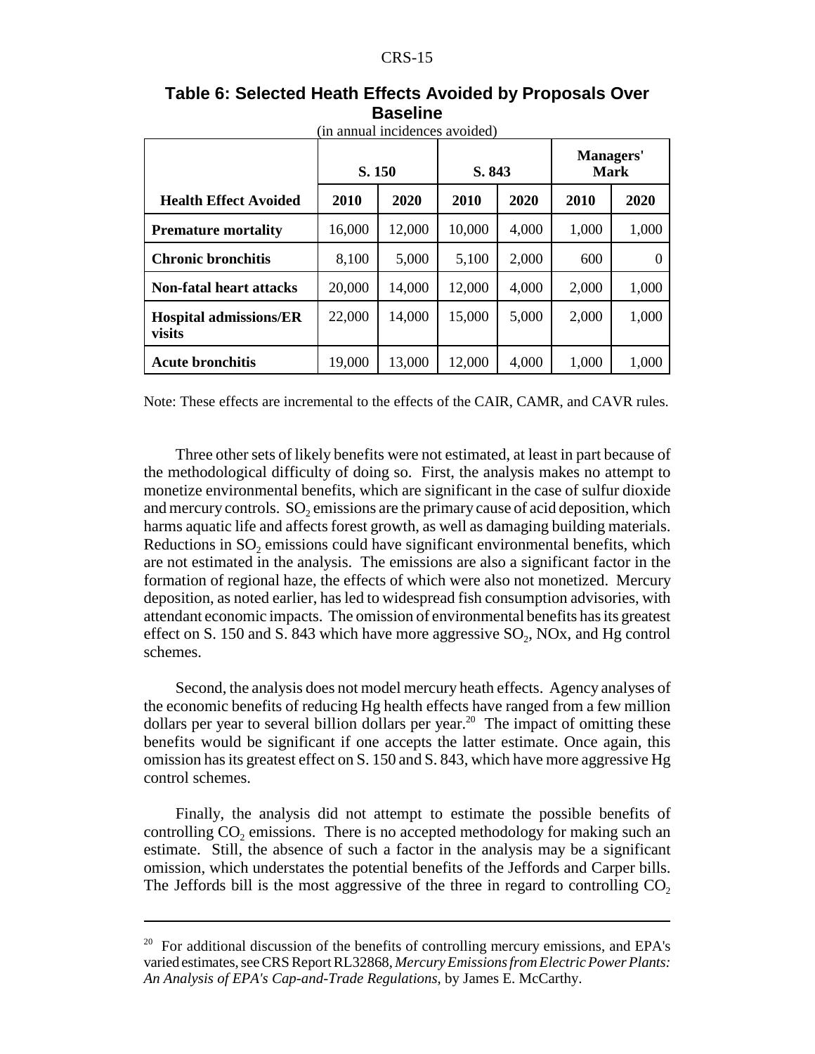**Table 6: Selected Heath Effects Avoided by Proposals Over Baseline**

(in annual incidences avoided)

| Health Effect Avoided | S. 150 | | S. 843 | | Managers' Mark | |
|---|---|---|---|---|---|---|
| | 2010 | 2020 | 2010 | 2020 | 2010 | 2020 |
| **Premature mortality** | 16,000 | 12,000 | 10,000 | 4,000 | 1,000 | 1,000 |
| **Chronic bronchitis** | 8,100 | 5,000 | 5,100 | 2,000 | 600 | 0 |
| **Non-fatal heart attacks** | 20,000 | 14,000 | 12,000 | 4,000 | 2,000 | 1,000 |
| **Hospital admissions/ER visits** | 22,000 | 14,000 | 15,000 | 5,000 | 2,000 | 1,000 |
| **Acute bronchitis** | 19,000 | 13,000 | 12,000 | 4,000 | 1,000 | 1,000 |

Note: These effects are incremental to the effects of the CAIR, CAMR, and CAVR rules.

Three other sets of likely benefits were not estimated, at least in part because of the methodological difficulty of doing so. First, the analysis makes no attempt to monetize environmental benefits, which are significant in the case of sulfur dioxide and mercury controls. $SO_2$ emissions are the primary cause of acid deposition, which harms aquatic life and affects forest growth, as well as damaging building materials. Reductions in $SO_2$ emissions could have significant environmental benefits, which are not estimated in the analysis. The emissions are also a significant factor in the formation of regional haze, the effects of which were also not monetized. Mercury deposition, as noted earlier, has led to widespread fish consumption advisories, with attendant economic impacts. The omission of environmental benefits has its greatest effect on S. 150 and S. 843 which have more aggressive $SO_2$, NOx, and Hg control schemes.

Second, the analysis does not model mercury heath effects. Agency analyses of the economic benefits of reducing Hg health effects have ranged from a few million dollars per year to several billion dollars per year.[20] The impact of omitting these benefits would be significant if one accepts the latter estimate. Once again, this omission has its greatest effect on S. 150 and S. 843, which have more aggressive Hg control schemes.

Finally, the analysis did not attempt to estimate the possible benefits of controlling $CO_2$ emissions. There is no accepted methodology for making such an estimate. Still, the absence of such a factor in the analysis may be a significant omission, which understates the potential benefits of the Jeffords and Carper bills. The Jeffords bill is the most aggressive of the three in regard to controlling $CO_2$

---

[20] For additional discussion of the benefits of controlling mercury emissions, and EPA's varied estimates, see CRS Report RL32868, *Mercury Emissions from Electric Power Plants: An Analysis of EPA's Cap-and-Trade Regulations*, by James E. McCarthy.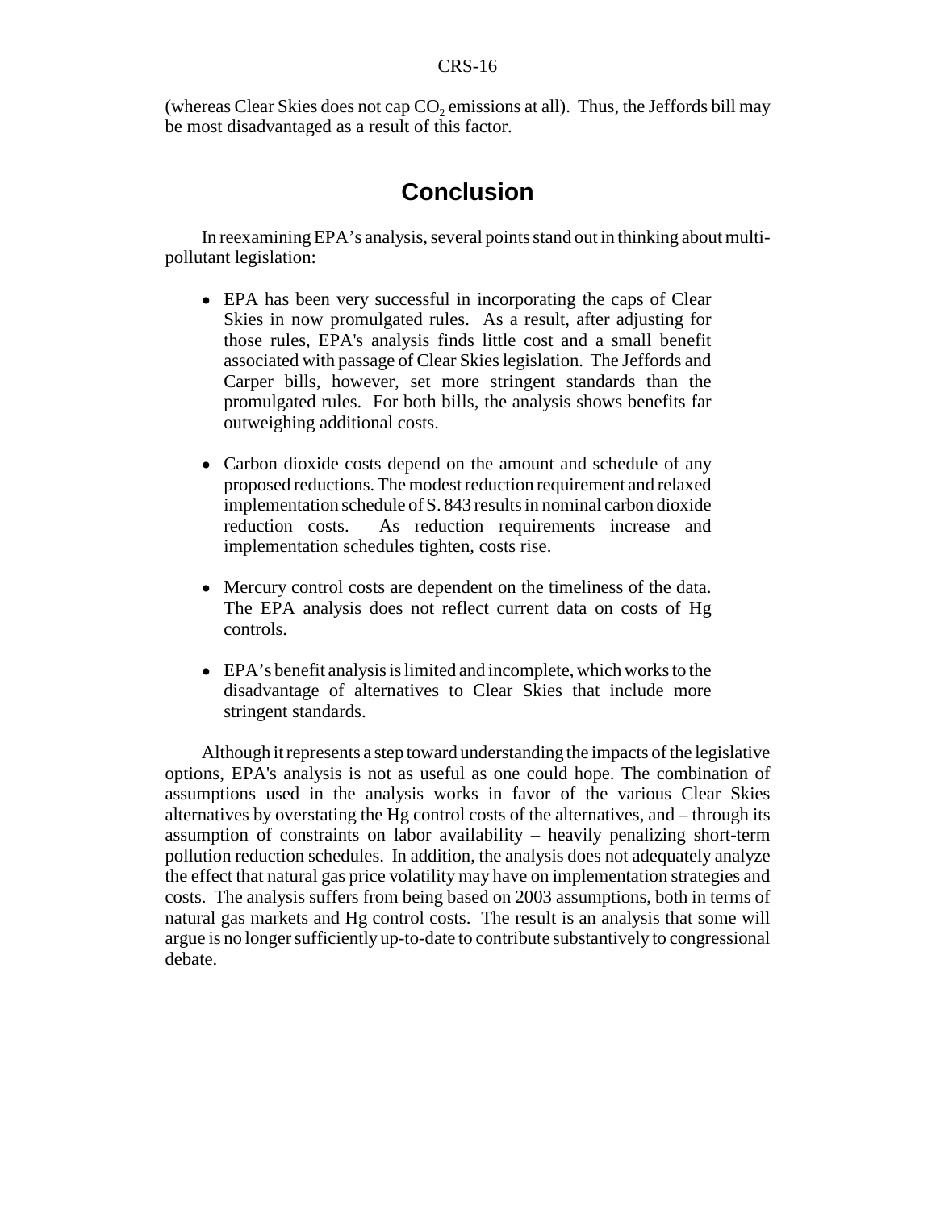(whereas Clear Skies does not cap $CO_2$ emissions at all). Thus, the Jeffords bill may be most disadvantaged as a result of this factor.

## Conclusion

In reexamining EPA's analysis, several points stand out in thinking about multi-pollutant legislation:

- EPA has been very successful in incorporating the caps of Clear Skies in now promulgated rules. As a result, after adjusting for those rules, EPA's analysis finds little cost and a small benefit associated with passage of Clear Skies legislation. The Jeffords and Carper bills, however, set more stringent standards than the promulgated rules. For both bills, the analysis shows benefits far outweighing additional costs.

- Carbon dioxide costs depend on the amount and schedule of any proposed reductions. The modest reduction requirement and relaxed implementation schedule of S. 843 results in nominal carbon dioxide reduction costs. As reduction requirements increase and implementation schedules tighten, costs rise.

- Mercury control costs are dependent on the timeliness of the data. The EPA analysis does not reflect current data on costs of Hg controls.

- EPA's benefit analysis is limited and incomplete, which works to the disadvantage of alternatives to Clear Skies that include more stringent standards.

Although it represents a step toward understanding the impacts of the legislative options, EPA's analysis is not as useful as one could hope. The combination of assumptions used in the analysis works in favor of the various Clear Skies alternatives by overstating the Hg control costs of the alternatives, and – through its assumption of constraints on labor availability – heavily penalizing short-term pollution reduction schedules. In addition, the analysis does not adequately analyze the effect that natural gas price volatility may have on implementation strategies and costs. The analysis suffers from being based on 2003 assumptions, both in terms of natural gas markets and Hg control costs. The result is an analysis that some will argue is no longer sufficiently up-to-date to contribute substantively to congressional debate.